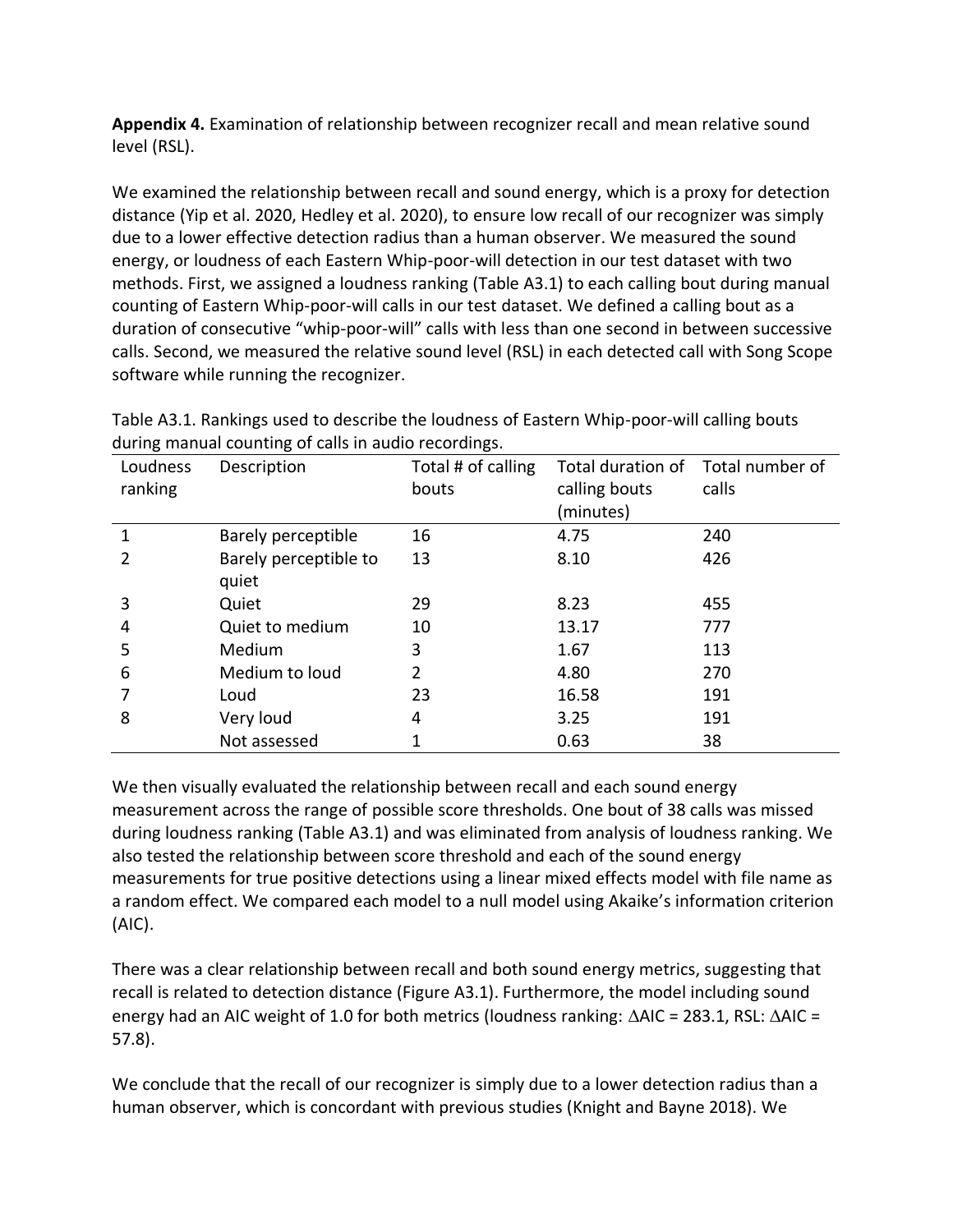**Appendix 4.** Examination of relationship between recognizer recall and mean relative sound level (RSL).

We examined the relationship between recall and sound energy, which is a proxy for detection distance (Yip et al. 2020, Hedley et al. 2020), to ensure low recall of our recognizer was simply due to a lower effective detection radius than a human observer. We measured the sound energy, or loudness of each Eastern Whip-poor-will detection in our test dataset with two methods. First, we assigned a loudness ranking (Table A3.1) to each calling bout during manual counting of Eastern Whip-poor-will calls in our test dataset. We defined a calling bout as a duration of consecutive "whip-poor-will" calls with less than one second in between successive calls. Second, we measured the relative sound level (RSL) in each detected call with Song Scope software while running the recognizer.

Table A3.1. Rankings used to describe the loudness of Eastern Whip-poor-will calling bouts during manual counting of calls in audio recordings.

| Loudness ranking | Description | Total # of calling bouts | Total duration of calling bouts (minutes) | Total number of calls |
|---|---|---|---|---|
| 1 | Barely perceptible | 16 | 4.75 | 240 |
| 2 | Barely perceptible to quiet | 13 | 8.10 | 426 |
| 3 | Quiet | 29 | 8.23 | 455 |
| 4 | Quiet to medium | 10 | 13.17 | 777 |
| 5 | Medium | 3 | 1.67 | 113 |
| 6 | Medium to loud | 2 | 4.80 | 270 |
| 7 | Loud | 23 | 16.58 | 191 |
| 8 | Very loud | 4 | 3.25 | 191 |
| | Not assessed | 1 | 0.63 | 38 |

We then visually evaluated the relationship between recall and each sound energy measurement across the range of possible score thresholds. One bout of 38 calls was missed during loudness ranking (Table A3.1) and was eliminated from analysis of loudness ranking. We also tested the relationship between score threshold and each of the sound energy measurements for true positive detections using a linear mixed effects model with file name as a random effect. We compared each model to a null model using Akaike's information criterion (AIC).

There was a clear relationship between recall and both sound energy metrics, suggesting that recall is related to detection distance (Figure A3.1). Furthermore, the model including sound energy had an AIC weight of 1.0 for both metrics (loudness ranking: $\Delta$AIC = 283.1, RSL: $\Delta$AIC = 57.8).

We conclude that the recall of our recognizer is simply due to a lower detection radius than a human observer, which is concordant with previous studies (Knight and Bayne 2018). We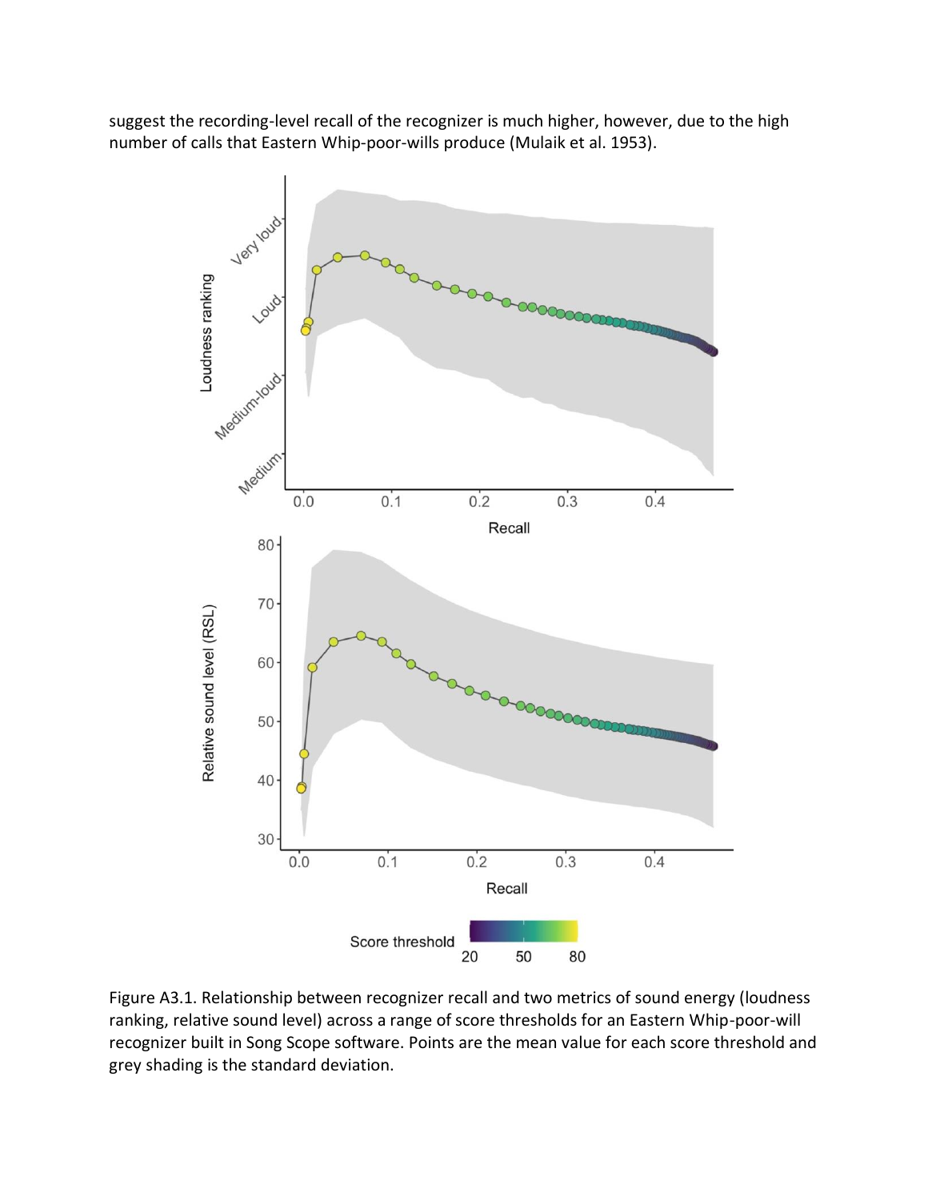suggest the recording-level recall of the recognizer is much higher, however, due to the high number of calls that Eastern Whip-poor-wills produce (Mulaik et al. 1953).

Figure A3.1. Relationship between recognizer recall and two metrics of sound energy (loudness ranking, relative sound level) across a range of score thresholds for an Eastern Whip-poor-will recognizer built in Song Scope software. Points are the mean value for each score threshold and grey shading is the standard deviation.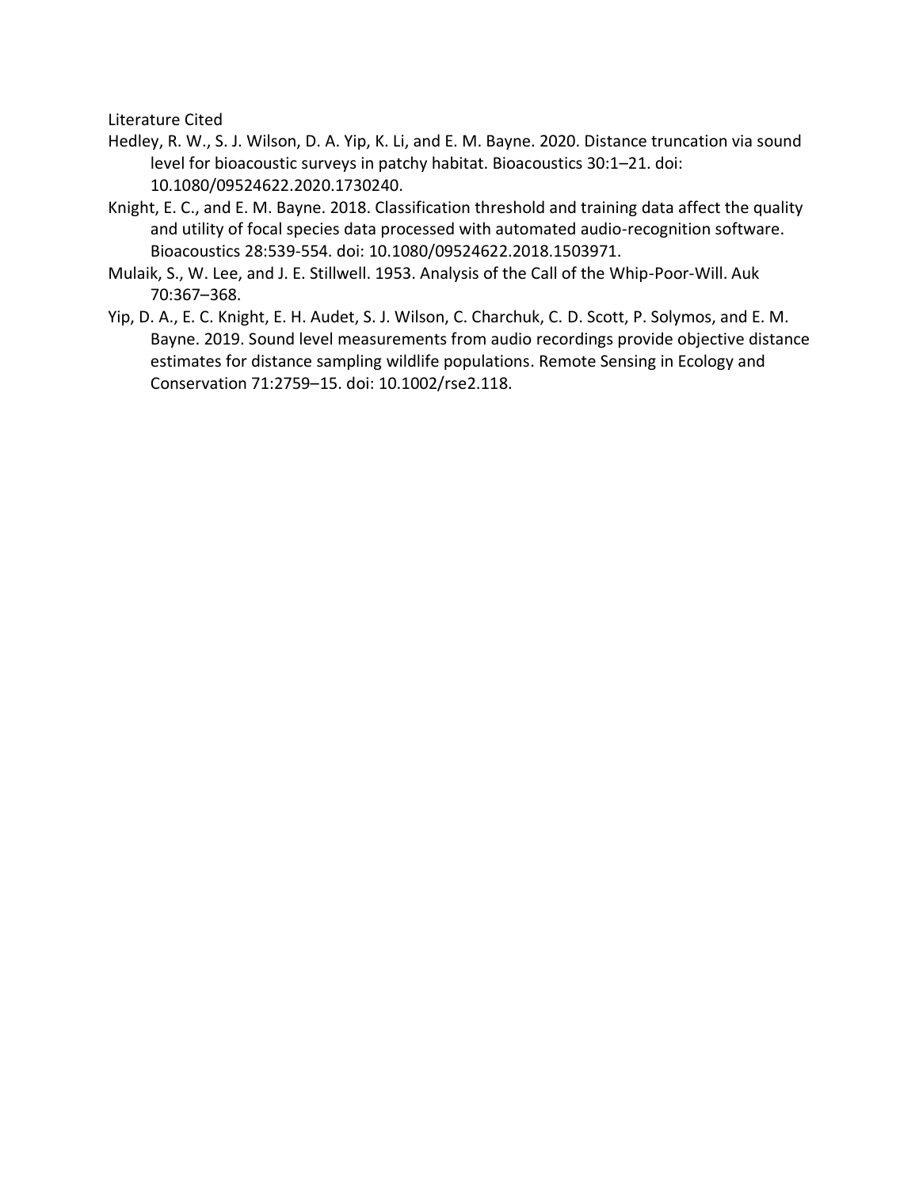Literature Cited

Hedley, R. W., S. J. Wilson, D. A. Yip, K. Li, and E. M. Bayne. 2020. Distance truncation via sound level for bioacoustic surveys in patchy habitat. Bioacoustics 30:1–21. doi: 10.1080/09524622.2020.1730240.

Knight, E. C., and E. M. Bayne. 2018. Classification threshold and training data affect the quality and utility of focal species data processed with automated audio-recognition software. Bioacoustics 28:539-554. doi: 10.1080/09524622.2018.1503971.

Mulaik, S., W. Lee, and J. E. Stillwell. 1953. Analysis of the Call of the Whip-Poor-Will. Auk 70:367–368.

Yip, D. A., E. C. Knight, E. H. Audet, S. J. Wilson, C. Charchuk, C. D. Scott, P. Solymos, and E. M. Bayne. 2019. Sound level measurements from audio recordings provide objective distance estimates for distance sampling wildlife populations. Remote Sensing in Ecology and Conservation 71:2759–15. doi: 10.1002/rse2.118.